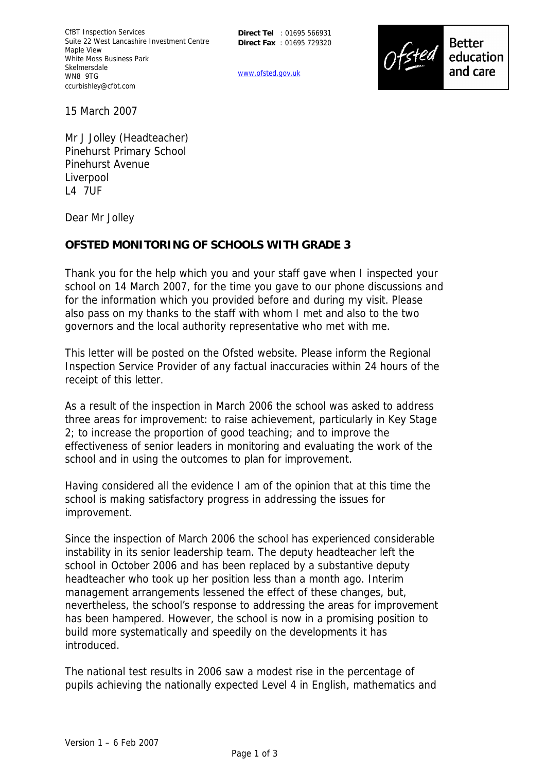CfBT Inspection Services
Suite 22 West Lancashire Investment Centre
Maple View
White Moss Business Park
Skelmersdale
WN8 9TG
ccurbishley@cfbt.com

**Direct Tel** : 01695 566931
**Direct Fax** : 01695 729320

www.ofsted.gov.uk

Ofsted Better education and care

15 March 2007

Mr J Jolley (Headteacher)
Pinehurst Primary School
Pinehurst Avenue
Liverpool
L4 7UF

Dear Mr Jolley

**OFSTED MONITORING OF SCHOOLS WITH GRADE 3**

Thank you for the help which you and your staff gave when I inspected your school on 14 March 2007, for the time you gave to our phone discussions and for the information which you provided before and during my visit. Please also pass on my thanks to the staff with whom I met and also to the two governors and the local authority representative who met with me.

This letter will be posted on the Ofsted website. Please inform the Regional Inspection Service Provider of any factual inaccuracies within 24 hours of the receipt of this letter.

As a result of the inspection in March 2006 the school was asked to address three areas for improvement: to raise achievement, particularly in Key Stage 2; to increase the proportion of good teaching; and to improve the effectiveness of senior leaders in monitoring and evaluating the work of the school and in using the outcomes to plan for improvement.

Having considered all the evidence I am of the opinion that at this time the school is making satisfactory progress in addressing the issues for improvement.

Since the inspection of March 2006 the school has experienced considerable instability in its senior leadership team. The deputy headteacher left the school in October 2006 and has been replaced by a substantive deputy headteacher who took up her position less than a month ago. Interim management arrangements lessened the effect of these changes, but, nevertheless, the school's response to addressing the areas for improvement has been hampered. However, the school is now in a promising position to build more systematically and speedily on the developments it has introduced.

The national test results in 2006 saw a modest rise in the percentage of pupils achieving the nationally expected Level 4 in English, mathematics and

Version 1 – 6 Feb 2007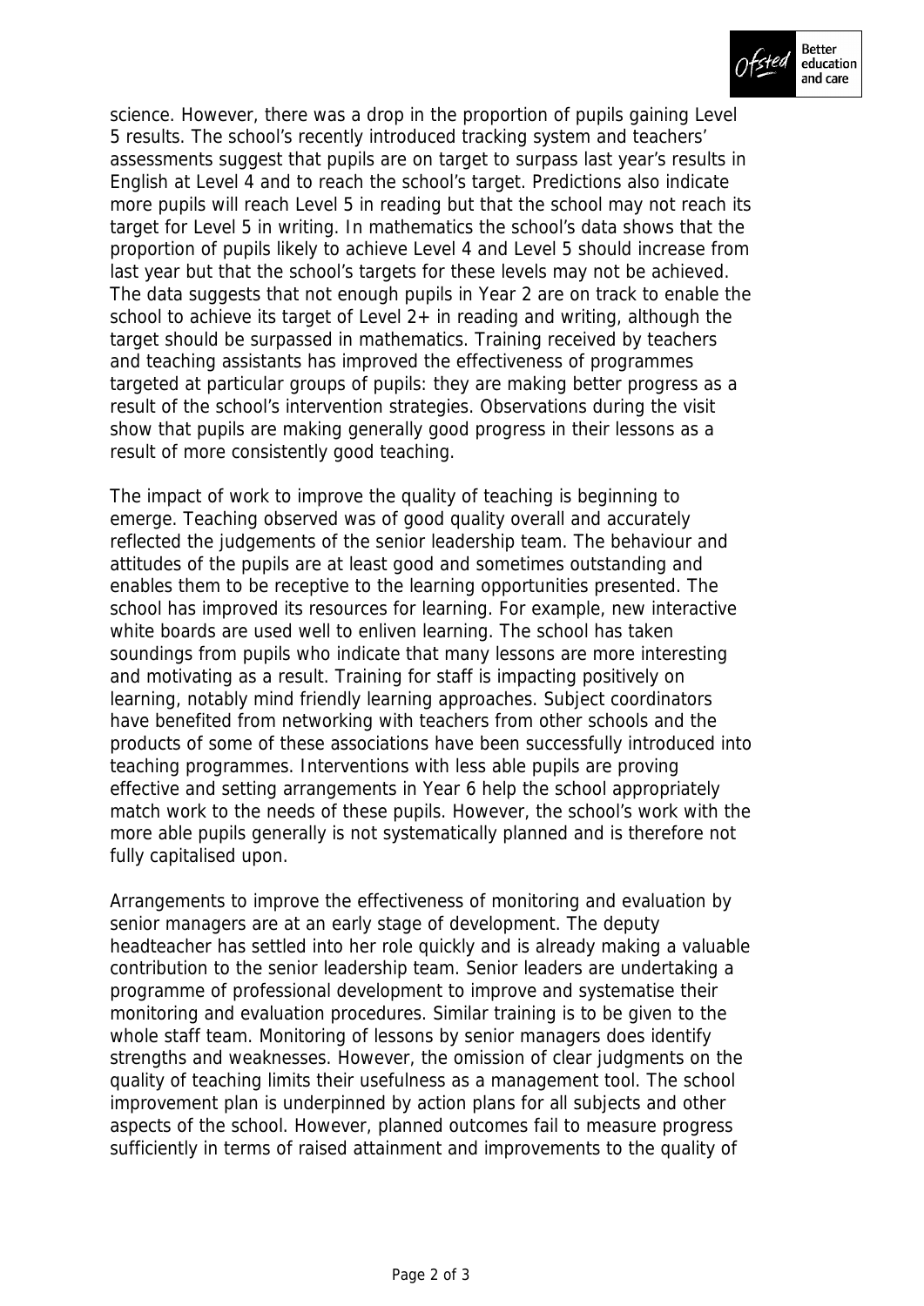science. However, there was a drop in the proportion of pupils gaining Level 5 results. The school's recently introduced tracking system and teachers' assessments suggest that pupils are on target to surpass last year's results in English at Level 4 and to reach the school's target. Predictions also indicate more pupils will reach Level 5 in reading but that the school may not reach its target for Level 5 in writing. In mathematics the school's data shows that the proportion of pupils likely to achieve Level 4 and Level 5 should increase from last year but that the school's targets for these levels may not be achieved. The data suggests that not enough pupils in Year 2 are on track to enable the school to achieve its target of Level 2+ in reading and writing, although the target should be surpassed in mathematics. Training received by teachers and teaching assistants has improved the effectiveness of programmes targeted at particular groups of pupils: they are making better progress as a result of the school's intervention strategies. Observations during the visit show that pupils are making generally good progress in their lessons as a result of more consistently good teaching.

The impact of work to improve the quality of teaching is beginning to emerge. Teaching observed was of good quality overall and accurately reflected the judgements of the senior leadership team. The behaviour and attitudes of the pupils are at least good and sometimes outstanding and enables them to be receptive to the learning opportunities presented. The school has improved its resources for learning. For example, new interactive white boards are used well to enliven learning. The school has taken soundings from pupils who indicate that many lessons are more interesting and motivating as a result. Training for staff is impacting positively on learning, notably mind friendly learning approaches. Subject coordinators have benefited from networking with teachers from other schools and the products of some of these associations have been successfully introduced into teaching programmes. Interventions with less able pupils are proving effective and setting arrangements in Year 6 help the school appropriately match work to the needs of these pupils. However, the school's work with the more able pupils generally is not systematically planned and is therefore not fully capitalised upon.

Arrangements to improve the effectiveness of monitoring and evaluation by senior managers are at an early stage of development. The deputy headteacher has settled into her role quickly and is already making a valuable contribution to the senior leadership team. Senior leaders are undertaking a programme of professional development to improve and systematise their monitoring and evaluation procedures. Similar training is to be given to the whole staff team. Monitoring of lessons by senior managers does identify strengths and weaknesses. However, the omission of clear judgments on the quality of teaching limits their usefulness as a management tool. The school improvement plan is underpinned by action plans for all subjects and other aspects of the school. However, planned outcomes fail to measure progress sufficiently in terms of raised attainment and improvements to the quality of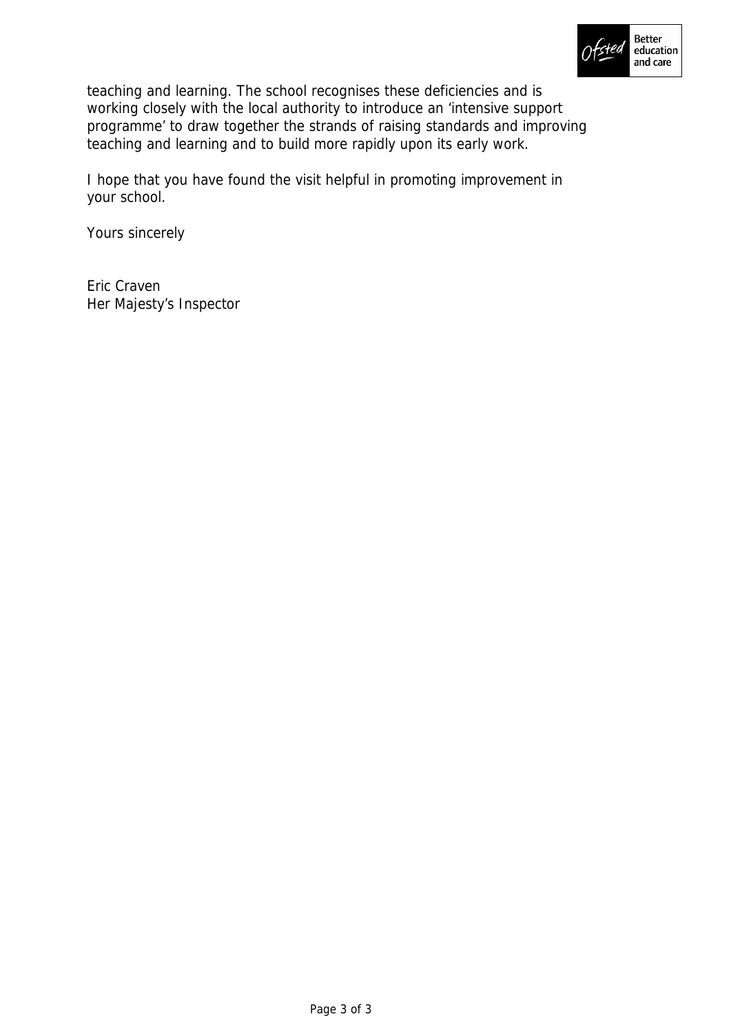teaching and learning. The school recognises these deficiencies and is working closely with the local authority to introduce an 'intensive support programme' to draw together the strands of raising standards and improving teaching and learning and to build more rapidly upon its early work.

I hope that you have found the visit helpful in promoting improvement in your school.

Yours sincerely

Eric Craven
Her Majesty's Inspector